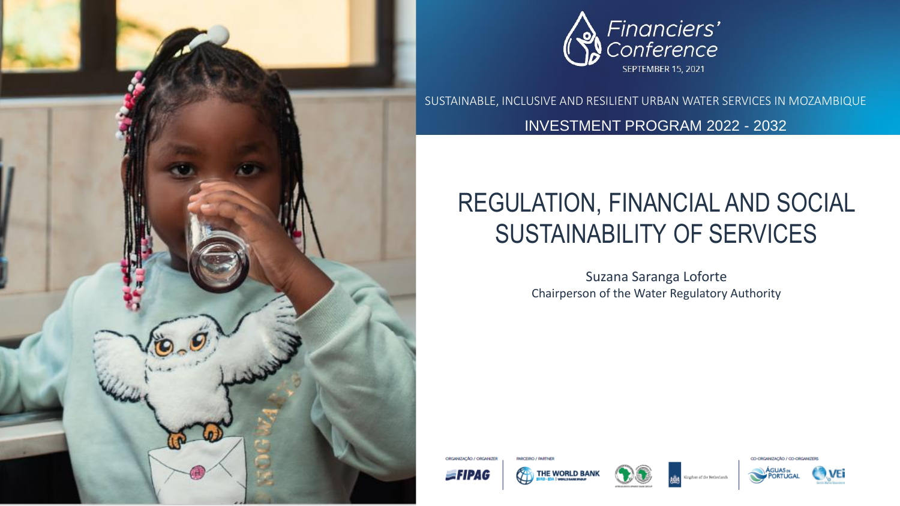Financiers' Conference

SEPTEMBER 15, 2021

SUSTAINABLE, INCLUSIVE AND RESILIENT URBAN WATER SERVICES IN MOZAMBIQUE

INVESTMENT PROGRAM 2022 - 2032

# REGULATION, FINANCIAL AND SOCIAL SUSTAINABILITY OF SERVICES

Suzana Saranga Loforte

Chairperson of the Water Regulatory Authority

ORGANIZAÇÃO / ORGANIZER: FIPAG

PARCEIRO / PARTNER: THE WORLD BANK; Kingdom of the Netherlands

CO-ORGANIZAÇÃO / CO-ORGANIZERS: ÁGUAS DE PORTUGAL; VEI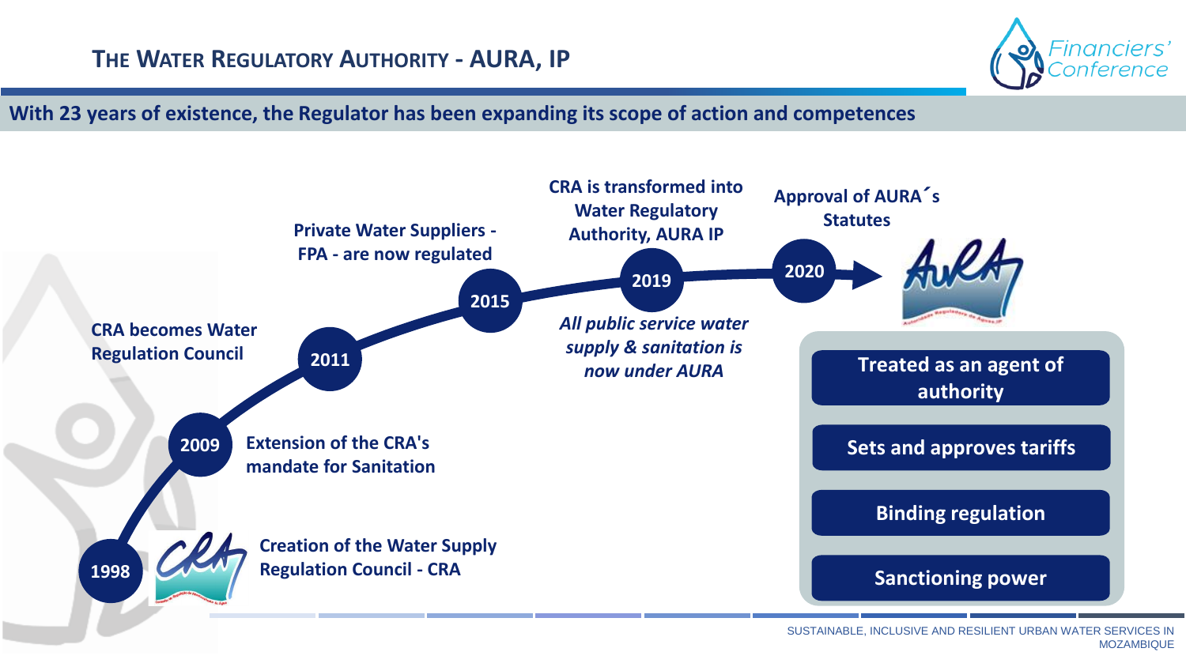# The Water Regulatory Authority - AURA, IP

**With 23 years of existence, the Regulator has been expanding its scope of action and competences**

- **1998** – **Creation of the Water Supply Regulation Council - CRA**
- **2009** – **Extension of the CRA's mandate for Sanitation**
- **2011** – **CRA becomes Water Regulation Council**
- **2015** – **Private Water Suppliers - FPA - are now regulated**
- **2019** – **CRA is transformed into Water Regulatory Authority, AURA IP**
  - ***All public service water supply & sanitation is now under AURA***
- **2020** – **Approval of AURA´s Statutes**

AURA:

- **Treated as an agent of authority**
- **Sets and approves tariffs**
- **Binding regulation**
- **Sanctioning power**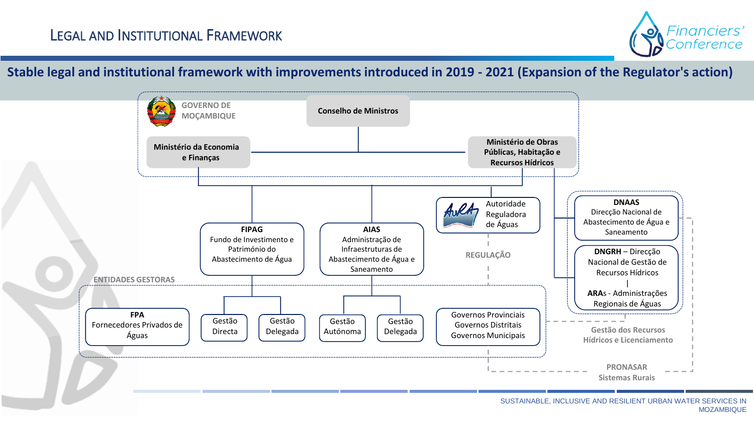# Legal and Institutional Framework

## Stable legal and institutional framework with improvements introduced in 2019 - 2021 (Expansion of the Regulator's action)

GOVERNO DE MOÇAMBIQUE

**Conselho de Ministros**

**Ministério da Economia e Finanças**

**Ministério de Obras Públicas, Habitação e Recursos Hídricos**

Autoridade Reguladora de Águas

REGULAÇÃO

**FIPAG**
Fundo de Investimento e Património do Abastecimento de Água

**AIAS**
Administração de Infraestruturas de Abastecimento de Água e Saneamento

**DNAAS**
Direcção Nacional de Abastecimento de Água e Saneamento

**DNGRH** – Direcção Nacional de Gestão de Recursos Hídricos
|
**ARAs** - Administrações Regionais de Águas

ENTIDADES GESTORAS

**FPA**
Fornecedores Privados de Águas

Gestão Directa

Gestão Delegada

Gestão Autónoma

Gestão Delegada

Governos Provinciais
Governos Distritais
Governos Municipais

Gestão dos Recursos Hídricos e Licenciamento

PRONASAR
Sistemas Rurais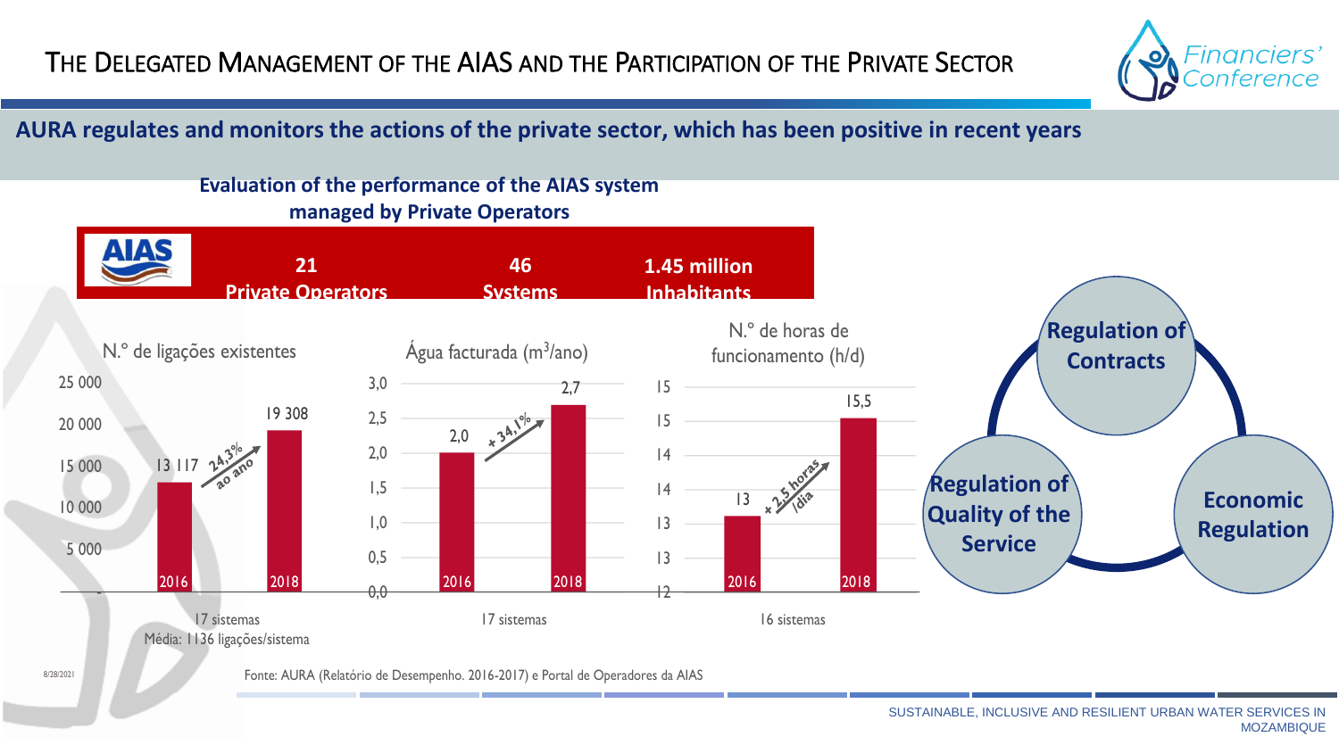# THE DELEGATED MANAGEMENT OF THE AIAS AND THE PARTICIPATION OF THE PRIVATE SECTOR

**AURA regulates and monitors the actions of the private sector, which has been positive in recent years**

**Evaluation of the performance of the AIAS system managed by Private Operators**

| AIAS | 21 Private Operators | 46 Systems | 1.45 million Inhabitants |
|---|---|---|---|

**N.º de ligações existentes**

| Ano | Ligações |
|---|---|
| 2016 | 13 117 |
| 2018 | 19 308 |

24,3% ao ano

17 sistemas
Média: 1136 ligações/sistema

**Água facturada ($m^3$/ano)**

| Ano | Água facturada |
|---|---|
| 2016 | 2,0 |
| 2018 | 2,7 |

+ 34,1%

17 sistemas

**N.º de horas de funcionamento (h/d)**

| Ano | Horas |
|---|---|
| 2016 | 13 |
| 2018 | 15,5 |

+ 2,5 horas /dia

16 sistemas

- Regulation of Contracts
- Economic Regulation
- Regulation of Quality of the Service

Fonte: AURA (Relatório de Desempenho. 2016-2017) e Portal de Operadores da AIAS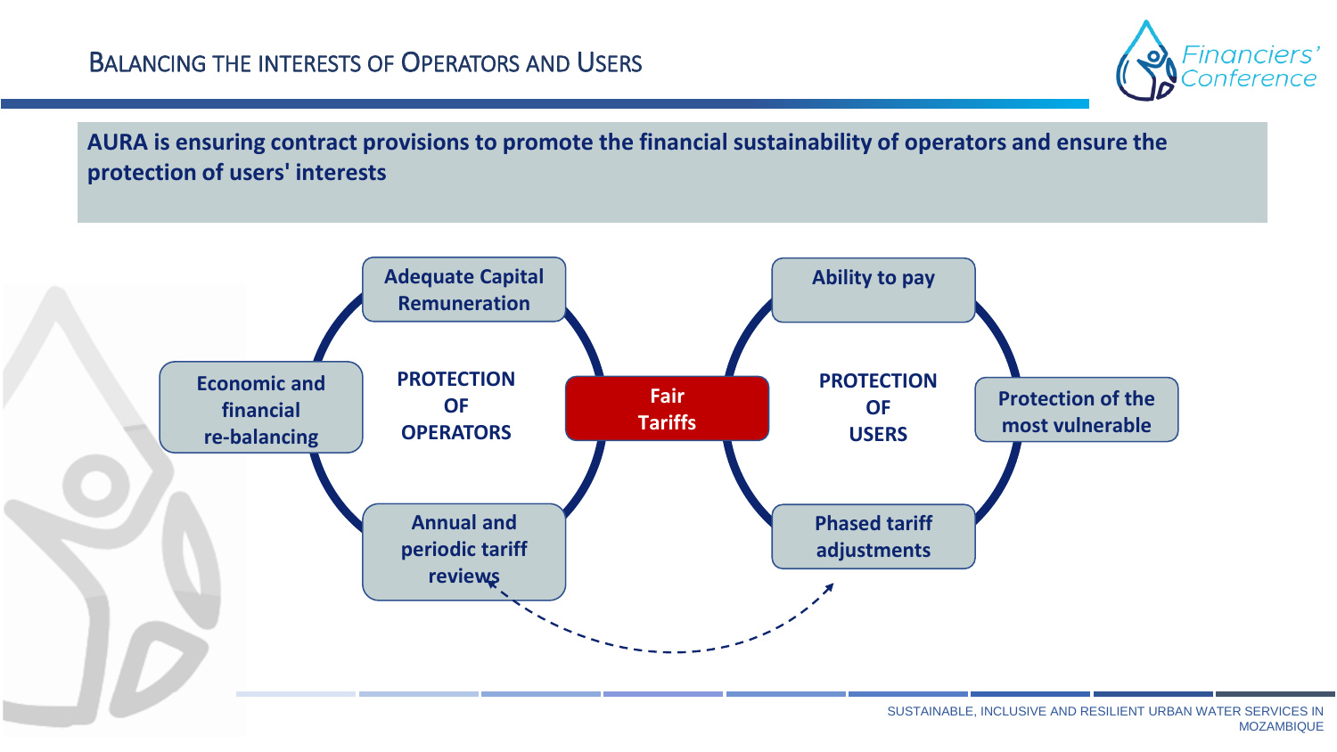# BALANCING THE INTERESTS OF OPERATORS AND USERS

**AURA is ensuring contract provisions to promote the financial sustainability of operators and ensure the protection of users' interests**

**PROTECTION OF OPERATORS**

- Adequate Capital Remuneration
- Economic and financial re-balancing
- Annual and periodic tariff reviews

**Fair Tariffs**

**PROTECTION OF USERS**

- Ability to pay
- Protection of the most vulnerable
- Phased tariff adjustments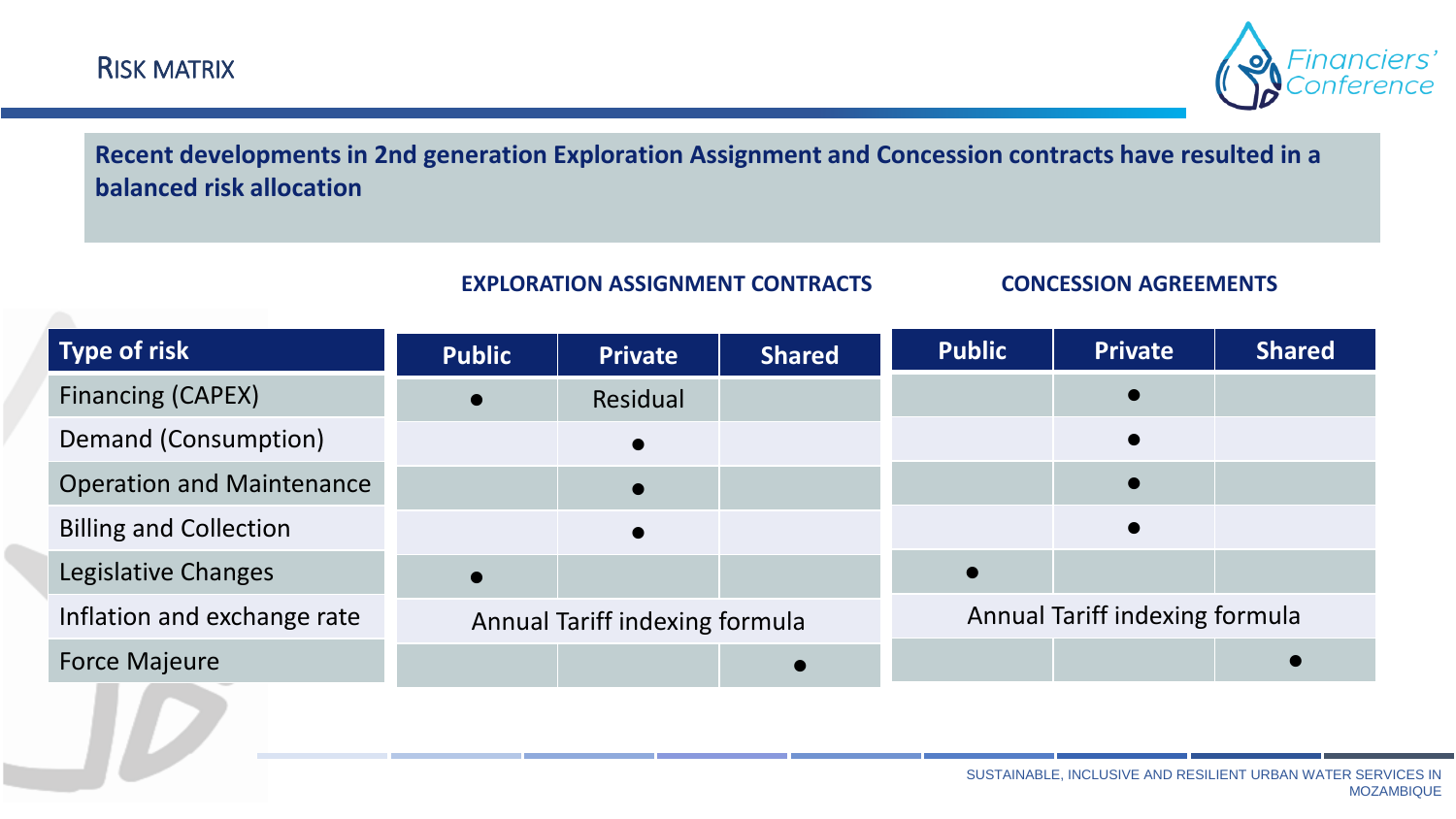# RISK MATRIX

**Recent developments in 2nd generation Exploration Assignment and Concession contracts have resulted in a balanced risk allocation**

| Type of risk | Exploration Assignment Contracts | | | Concession Agreements | | |
|---|---|---|---|---|---|---|
| | Public | Private | Shared | Public | Private | Shared |
| Financing (CAPEX) | ● | Residual | | | ● | |
| Demand (Consumption) | | ● | | | ● | |
| Operation and Maintenance | | ● | | | ● | |
| Billing and Collection | | ● | | | ● | |
| Legislative Changes | ● | | | ● | | |
| Inflation and exchange rate | Annual Tariff indexing formula | | | Annual Tariff indexing formula | | |
| Force Majeure | | | ● | | | ● |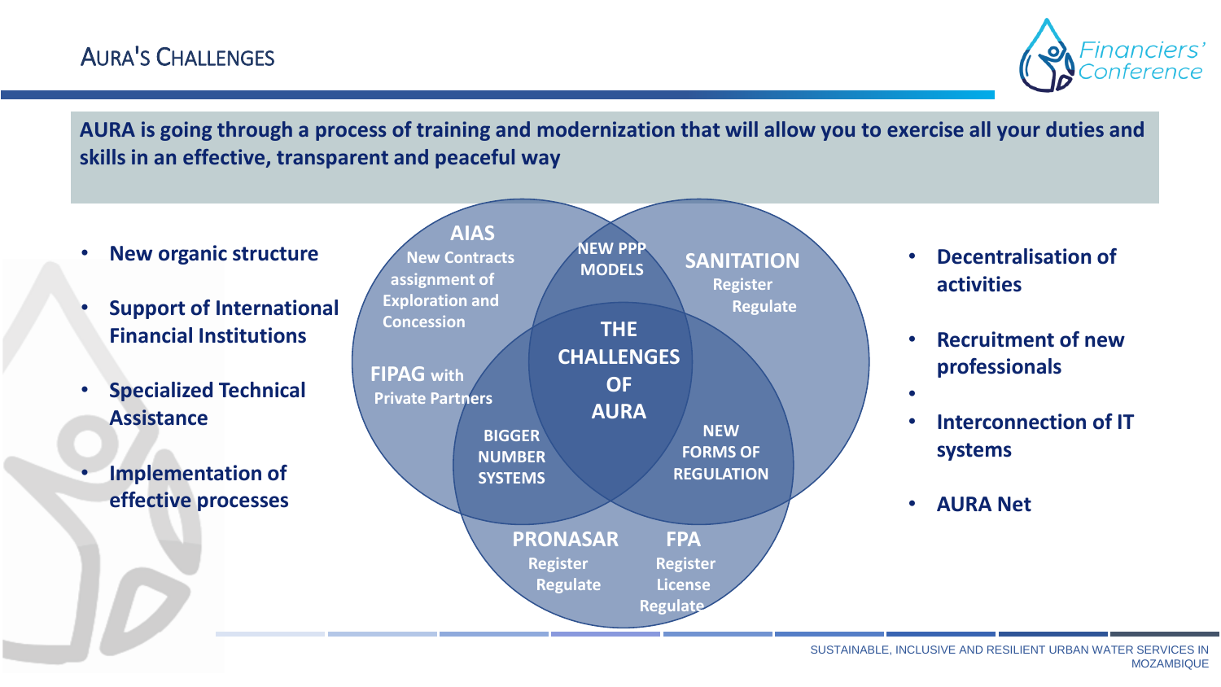# AURA'S CHALLENGES

**AURA is going through a process of training and modernization that will allow you to exercise all your duties and skills in an effective, transparent and peaceful way**

- **New organic structure**
- **Support of International Financial Institutions**
- **Specialized Technical Assistance**
- **Implementation of effective processes**

**AIAS**
New Contracts assignment of Exploration and Concession

**NEW PPP MODELS**

**SANITATION**
Register
Regulate

**FIPAG with Private Partners**

**THE CHALLENGES OF AURA**

**BIGGER NUMBER SYSTEMS**

**NEW FORMS OF REGULATION**

**PRONASAR**
Register
Regulate

**FPA**
Register
License
Regulate

- **Decentralisation of activities**
- **Recruitment of new professionals**
- **Interconnection of IT systems**
- **AURA Net**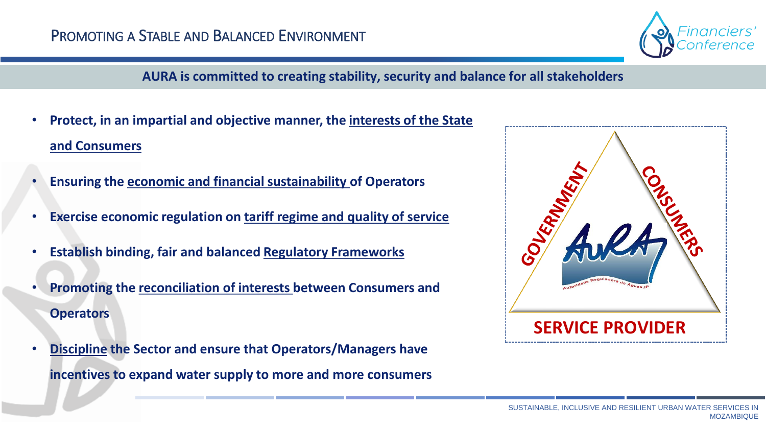# Promoting a Stable and Balanced Environment

**AURA is committed to creating stability, security and balance for all stakeholders**

- **Protect, in an impartial and objective manner, the <u>interests of the State and Consumers</u>**
- **Ensuring the <u>economic and financial sustainability</u> of Operators**
- **Exercise economic regulation on <u>tariff regime and quality of service</u>**
- **Establish binding, fair and balanced <u>Regulatory Frameworks</u>**
- **Promoting the <u>reconciliation of interests</u> between Consumers and Operators**
- **<u>Discipline</u> the Sector and ensure that Operators/Managers have incentives to expand water supply to more and more consumers**

GOVERNMENT

CONSUMERS

AURA — Autoridade Reguladora de Águas, IP

SERVICE PROVIDER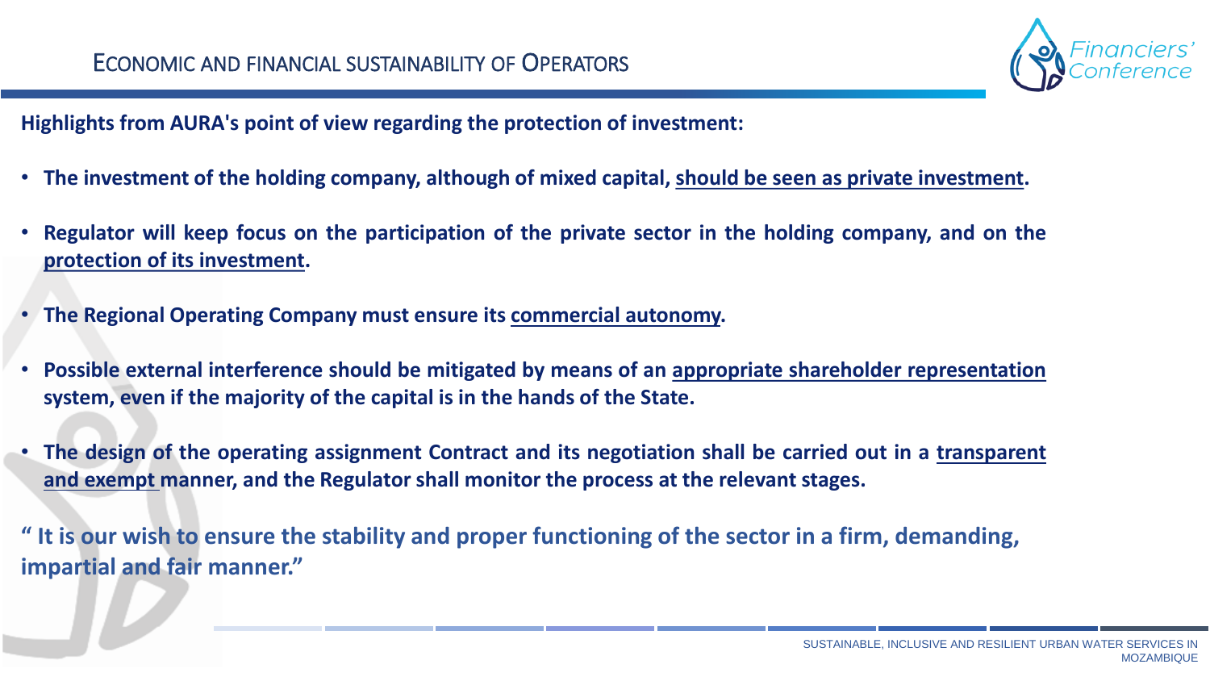# Economic and Financial Sustainability of Operators

**Highlights from AURA's point of view regarding the protection of investment:**

- **The investment of the holding company, although of mixed capital, should be seen as private investment.**
- **Regulator will keep focus on the participation of the private sector in the holding company, and on the protection of its investment.**
- **The Regional Operating Company must ensure its commercial autonomy.**
- **Possible external interference should be mitigated by means of an appropriate shareholder representation system, even if the majority of the capital is in the hands of the State.**
- **The design of the operating assignment Contract and its negotiation shall be carried out in a transparent and exempt manner, and the Regulator shall monitor the process at the relevant stages.**

**" It is our wish to ensure the stability and proper functioning of the sector in a firm, demanding, impartial and fair manner."**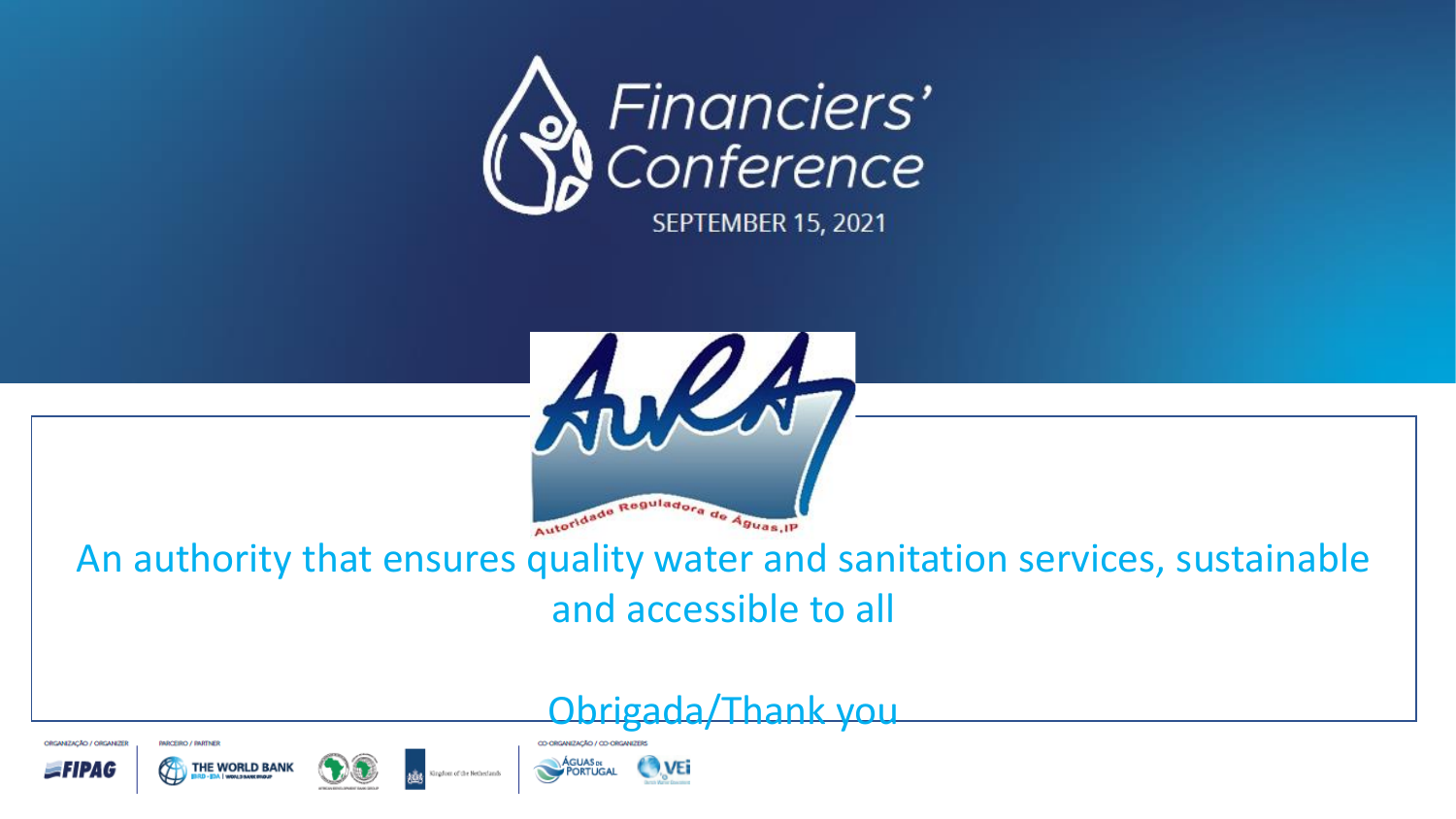Financiers' Conference

SEPTEMBER 15, 2021

AuRA

Autoridade Reguladora de Águas, IP

An authority that ensures quality water and sanitation services, sustainable and accessible to all

Obrigada/Thank you

ORGANIZAÇÃO / ORGANIZER FIPAG | PARCEIRO / PARTNER THE WORLD BANK IBRD • IDA | WORLD BANK GROUP | Kingdom of the Netherlands | CO-ORGANIZAÇÃO / CO-ORGANIZERS ÁGUAS DE PORTUGAL | VEI